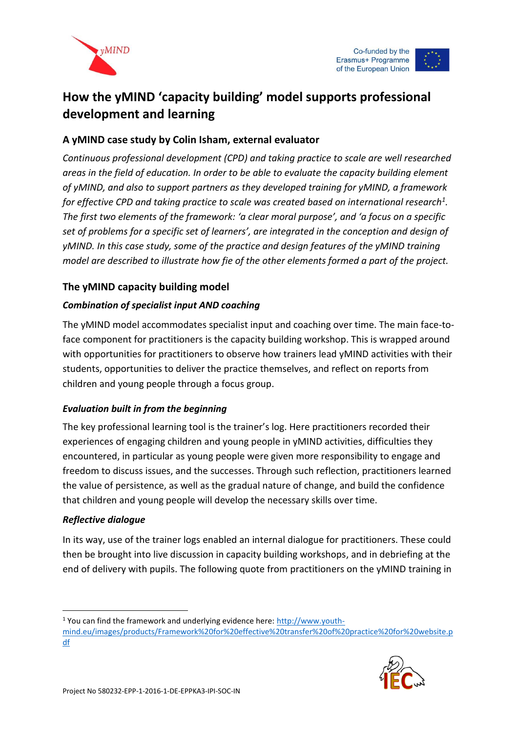# How the yMIND 'capacity building' model supports professional development and learning

## A yMIND case study by Colin Isham, external evaluator

*Continuous professional development (CPD) and taking practice to scale are well researched areas in the field of education. In order to be able to evaluate the capacity building element of yMIND, and also to support partners as they developed training for yMIND, a framework for effective CPD and taking practice to scale was created based on international research[1]. The first two elements of the framework: 'a clear moral purpose', and 'a focus on a specific set of problems for a specific set of learners', are integrated in the conception and design of yMIND. In this case study, some of the practice and design features of the yMIND training model are described to illustrate how fie of the other elements formed a part of the project.*

## The yMIND capacity building model

### *Combination of specialist input AND coaching*

The yMIND model accommodates specialist input and coaching over time. The main face-to-face component for practitioners is the capacity building workshop. This is wrapped around with opportunities for practitioners to observe how trainers lead yMIND activities with their students, opportunities to deliver the practice themselves, and reflect on reports from children and young people through a focus group.

### *Evaluation built in from the beginning*

The key professional learning tool is the trainer's log. Here practitioners recorded their experiences of engaging children and young people in yMIND activities, difficulties they encountered, in particular as young people were given more responsibility to engage and freedom to discuss issues, and the successes. Through such reflection, practitioners learned the value of persistence, as well as the gradual nature of change, and build the confidence that children and young people will develop the necessary skills over time.

### *Reflective dialogue*

In its way, use of the trainer logs enabled an internal dialogue for practitioners. These could then be brought into live discussion in capacity building workshops, and in debriefing at the end of delivery with pupils. The following quote from practitioners on the yMIND training in

---

[1] You can find the framework and underlying evidence here: http://www.youth-mind.eu/images/products/Framework%20for%20effective%20transfer%20of%20practice%20for%20website.pdf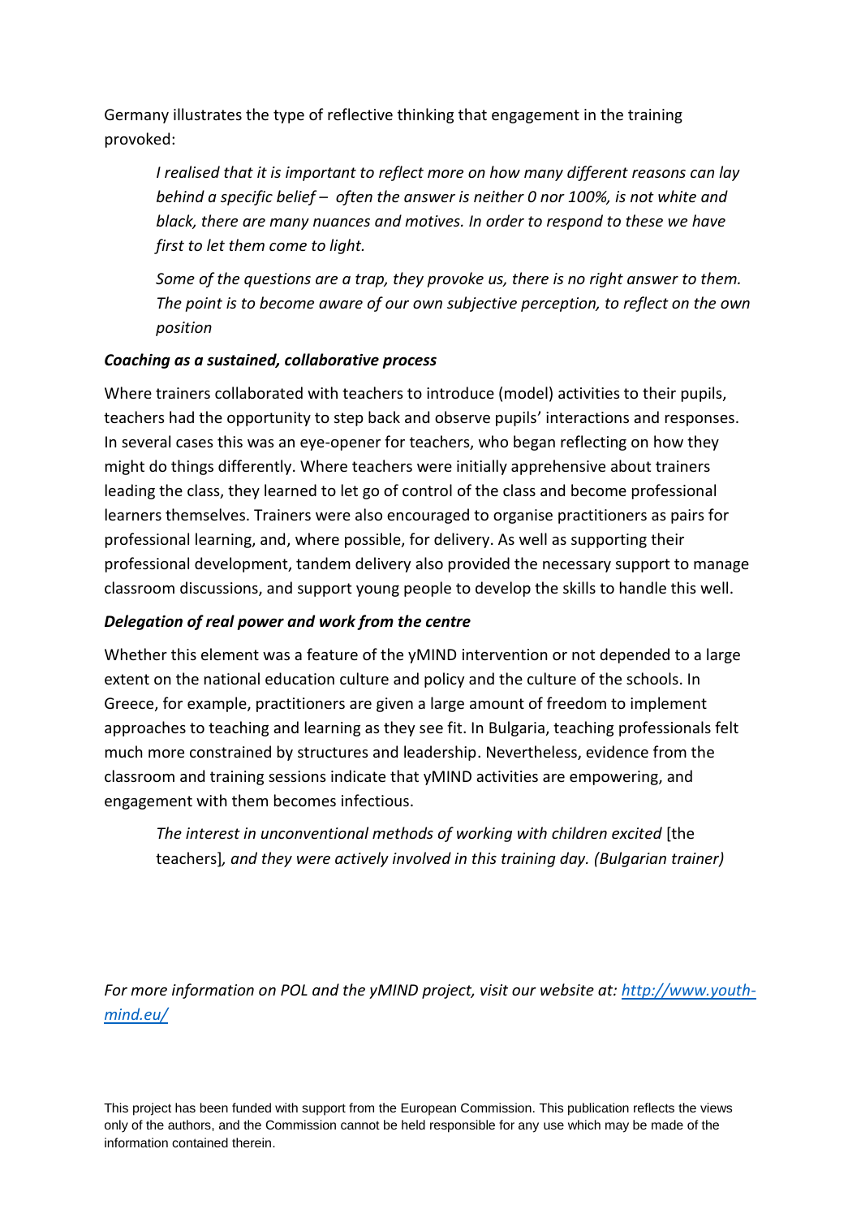Germany illustrates the type of reflective thinking that engagement in the training provoked:

> *I realised that it is important to reflect more on how many different reasons can lay behind a specific belief – often the answer is neither 0 nor 100%, is not white and black, there are many nuances and motives. In order to respond to these we have first to let them come to light.*
>
> *Some of the questions are a trap, they provoke us, there is no right answer to them. The point is to become aware of our own subjective perception, to reflect on the own position*

***Coaching as a sustained, collaborative process***

Where trainers collaborated with teachers to introduce (model) activities to their pupils, teachers had the opportunity to step back and observe pupils' interactions and responses. In several cases this was an eye-opener for teachers, who began reflecting on how they might do things differently. Where teachers were initially apprehensive about trainers leading the class, they learned to let go of control of the class and become professional learners themselves. Trainers were also encouraged to organise practitioners as pairs for professional learning, and, where possible, for delivery. As well as supporting their professional development, tandem delivery also provided the necessary support to manage classroom discussions, and support young people to develop the skills to handle this well.

***Delegation of real power and work from the centre***

Whether this element was a feature of the yMIND intervention or not depended to a large extent on the national education culture and policy and the culture of the schools. In Greece, for example, practitioners are given a large amount of freedom to implement approaches to teaching and learning as they see fit. In Bulgaria, teaching professionals felt much more constrained by structures and leadership. Nevertheless, evidence from the classroom and training sessions indicate that yMIND activities are empowering, and engagement with them becomes infectious.

> *The interest in unconventional methods of working with children excited* [the teachers]*, and they were actively involved in this training day. (Bulgarian trainer)*

*For more information on POL and the yMIND project, visit our website at: [http://www.youth-mind.eu/](http://www.youth-mind.eu/)*

This project has been funded with support from the European Commission. This publication reflects the views only of the authors, and the Commission cannot be held responsible for any use which may be made of the information contained therein.